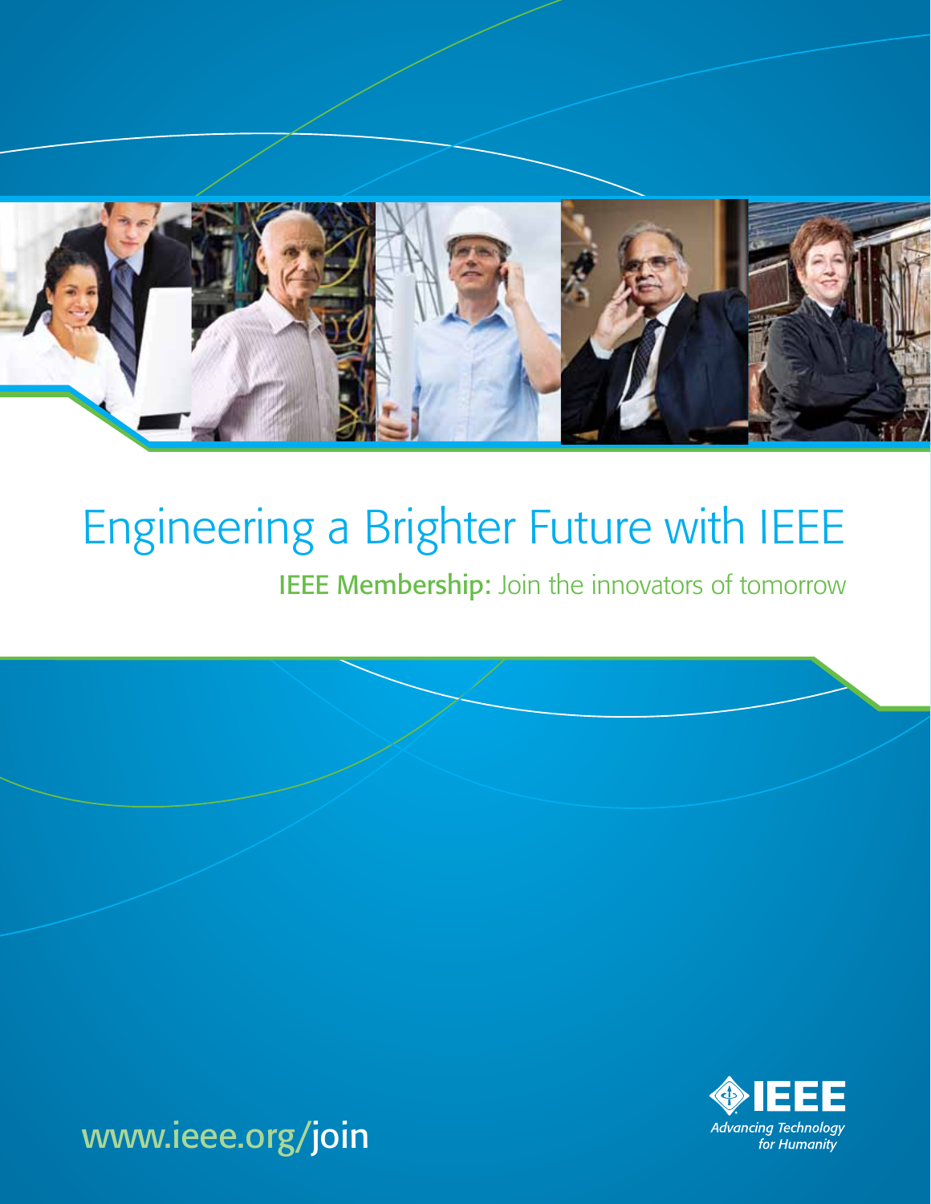# Engineering a Brighter Future with IEEE

## **IEEE Membership:** Join the innovators of tomorrow

www.ieee.org/join

IEEE

*Advancing Technology for Humanity*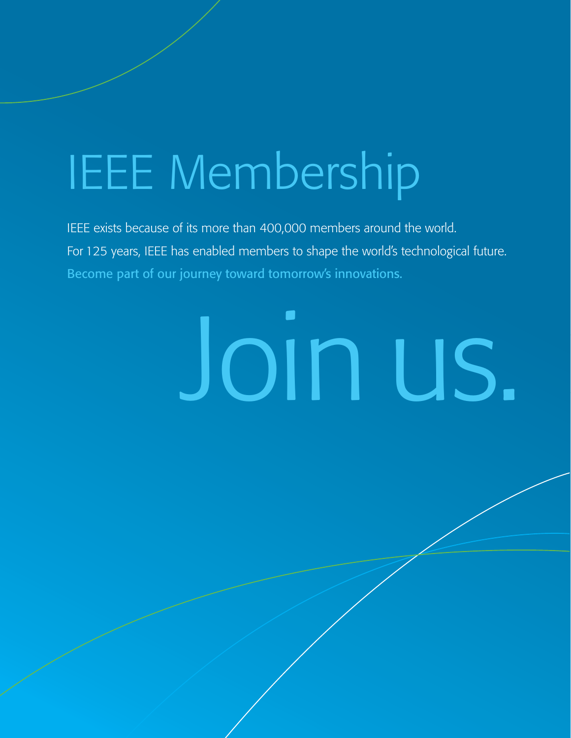# IEEE Membership

IEEE exists because of its more than 400,000 members around the world.

For 125 years, IEEE has enabled members to shape the world's technological future.

Become part of our journey toward tomorrow's innovations.

# Join us.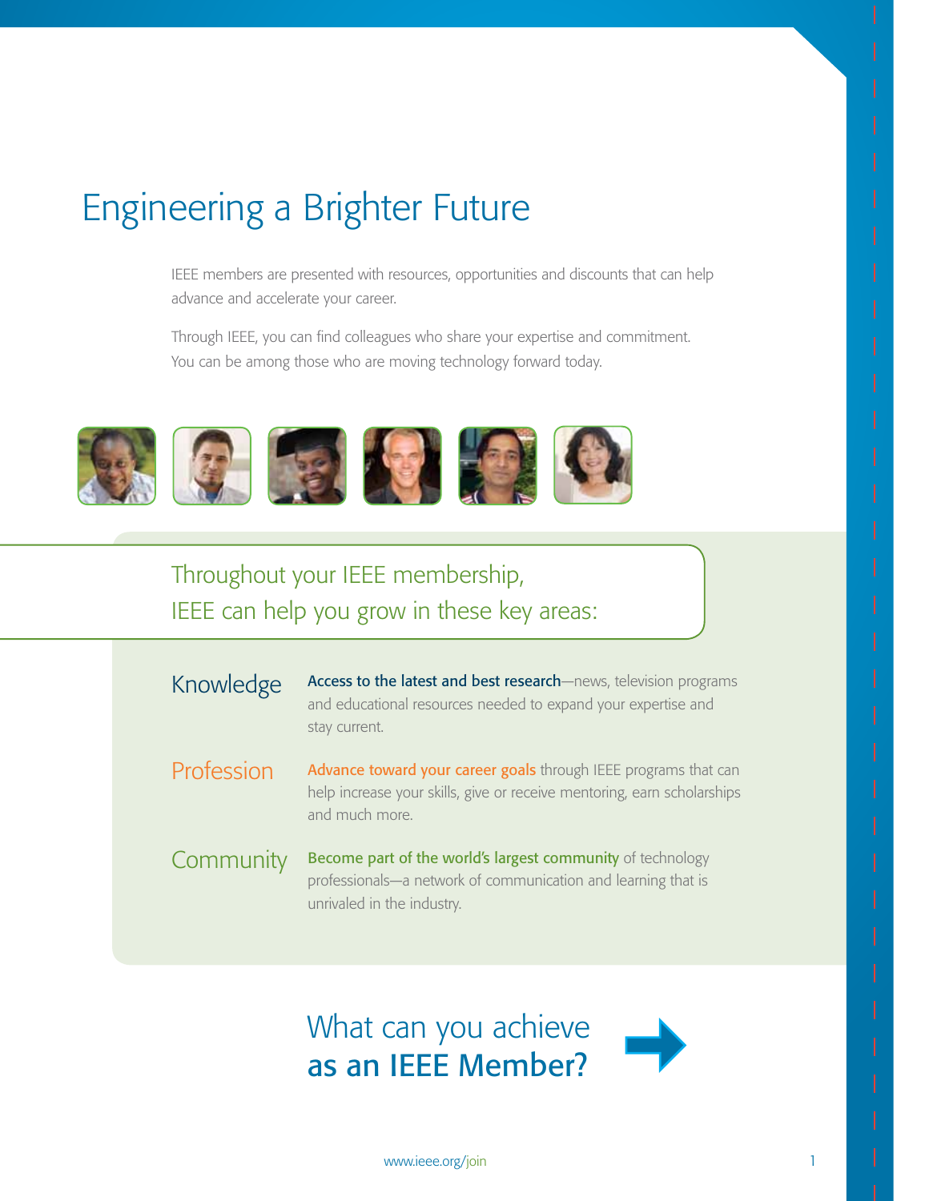# Engineering a Brighter Future

IEEE members are presented with resources, opportunities and discounts that can help advance and accelerate your career.

Through IEEE, you can find colleagues who share your expertise and commitment. You can be among those who are moving technology forward today.

## Throughout your IEEE membership, IEEE can help you grow in these key areas:

**Knowledge** — **Access to the latest and best research**—news, television programs and educational resources needed to expand your expertise and stay current.

**Profession** — **Advance toward your career goals** through IEEE programs that can help increase your skills, give or receive mentoring, earn scholarships and much more.

**Community** — **Become part of the world's largest community** of technology professionals—a network of communication and learning that is unrivaled in the industry.

## What can you achieve **as an IEEE Member?**

www.ieee.org/join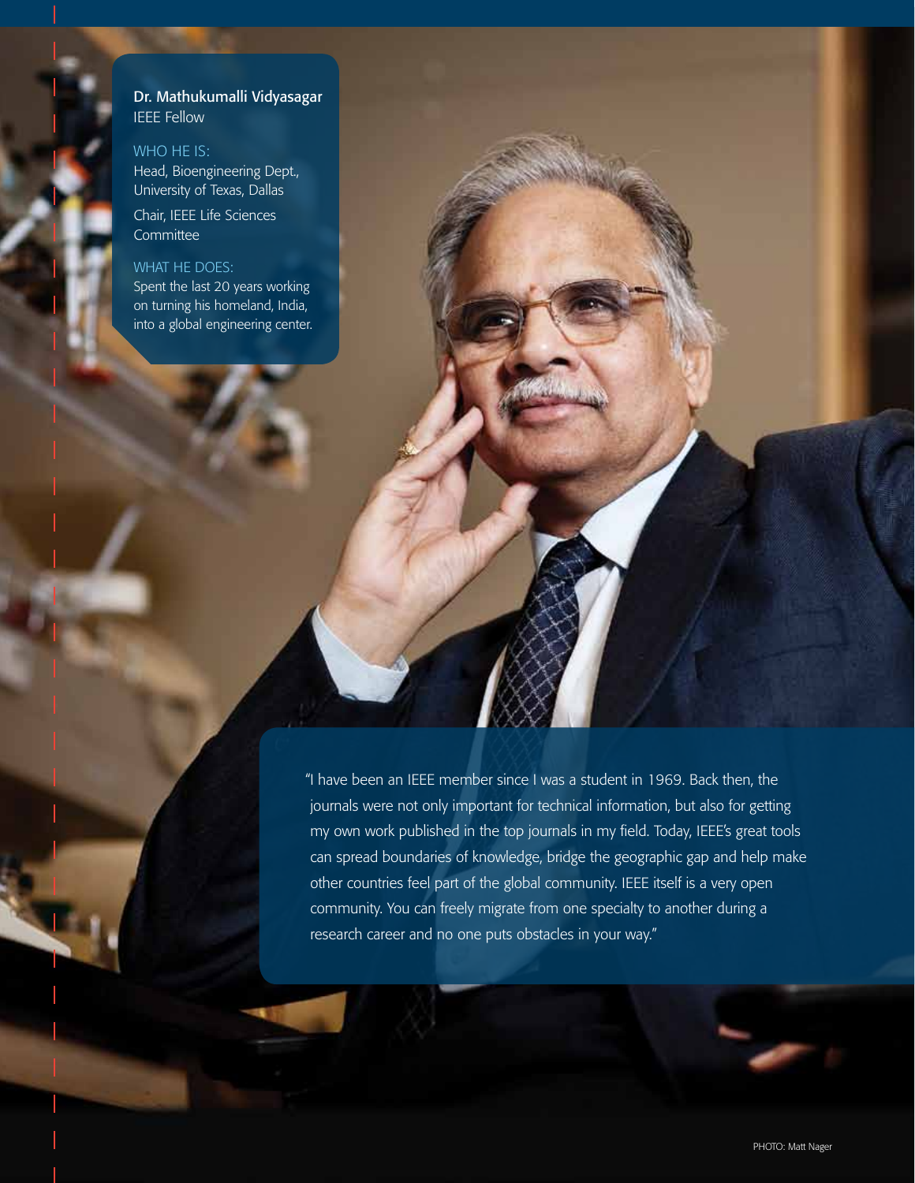**Dr. Mathukumalli Vidyasagar**
IEEE Fellow

WHO HE IS:
Head, Bioengineering Dept., University of Texas, Dallas

Chair, IEEE Life Sciences Committee

WHAT HE DOES:
Spent the last 20 years working on turning his homeland, India, into a global engineering center.

"I have been an IEEE member since I was a student in 1969. Back then, the journals were not only important for technical information, but also for getting my own work published in the top journals in my field. Today, IEEE's great tools can spread boundaries of knowledge, bridge the geographic gap and help make other countries feel part of the global community. IEEE itself is a very open community. You can freely migrate from one specialty to another during a research career and no one puts obstacles in your way."

PHOTO: Matt Nager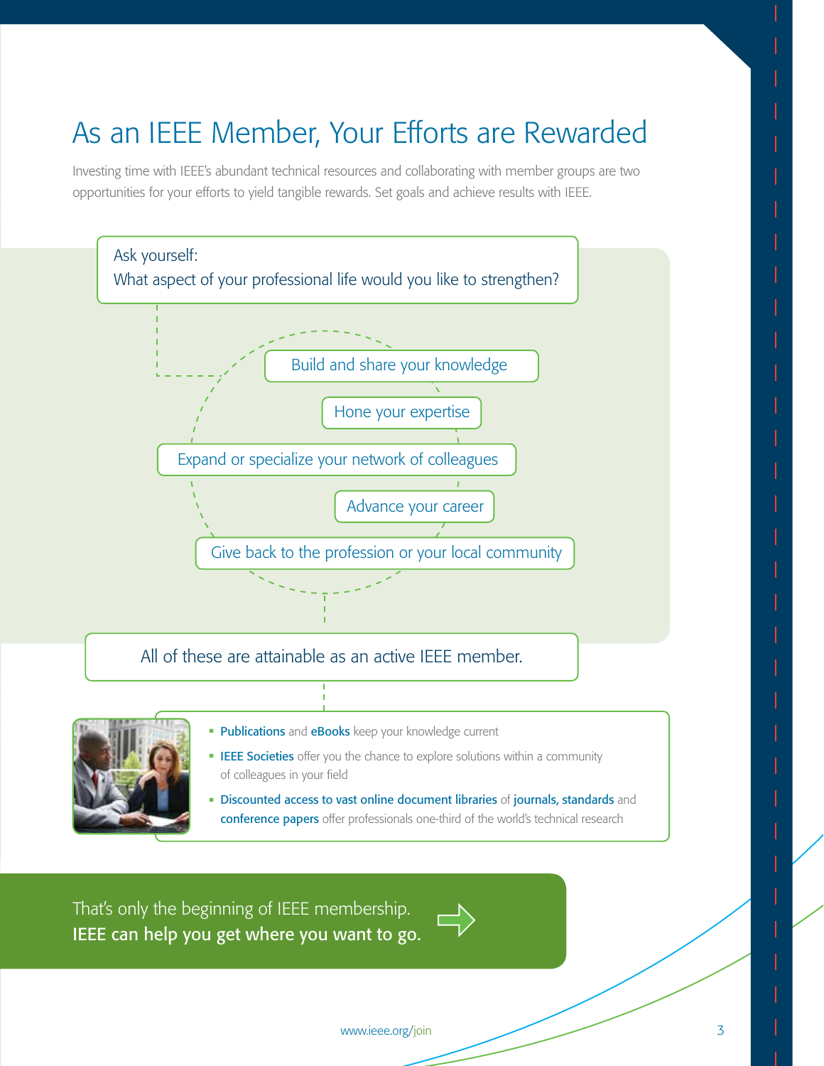# As an IEEE Member, Your Efforts are Rewarded

Investing time with IEEE's abundant technical resources and collaborating with member groups are two opportunities for your efforts to yield tangible rewards. Set goals and achieve results with IEEE.

Ask yourself:
What aspect of your professional life would you like to strengthen?

- Build and share your knowledge
- Hone your expertise
- Expand or specialize your network of colleagues
- Advance your career
- Give back to the profession or your local community

All of these are attainable as an active IEEE member.

- **Publications** and **eBooks** keep your knowledge current
- **IEEE Societies** offer you the chance to explore solutions within a community of colleagues in your field
- **Discounted access to vast online document libraries** of **journals, standards** and **conference papers** offer professionals one-third of the world's technical research

That's only the beginning of IEEE membership.
**IEEE can help you get where you want to go.**

www.ieee.org/join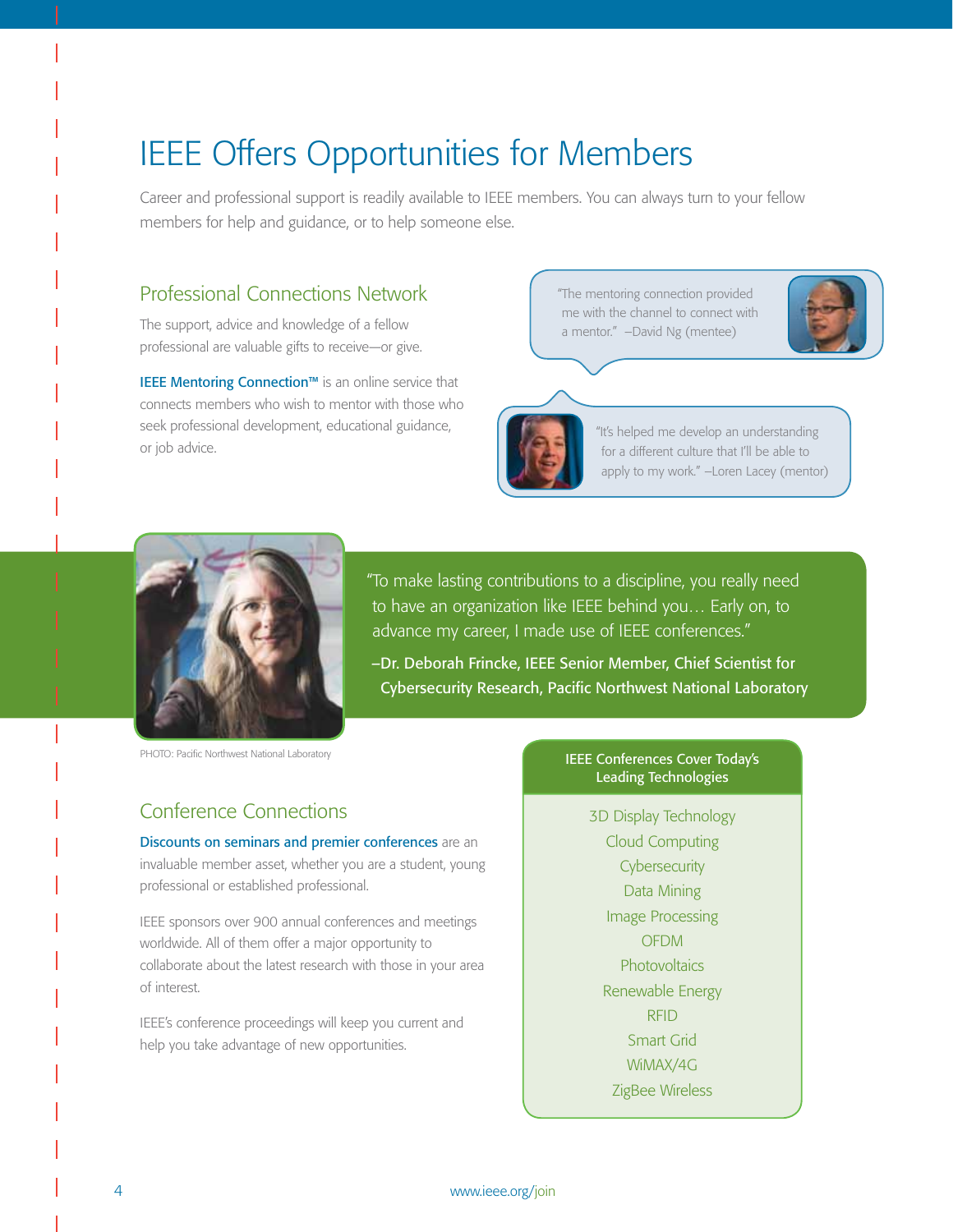# IEEE Offers Opportunities for Members

Career and professional support is readily available to IEEE members. You can always turn to your fellow members for help and guidance, or to help someone else.

## Professional Connections Network

The support, advice and knowledge of a fellow professional are valuable gifts to receive—or give.

**IEEE Mentoring Connection™** is an online service that connects members who wish to mentor with those who seek professional development, educational guidance, or job advice.

"The mentoring connection provided me with the channel to connect with a mentor." –David Ng (mentee)

"It's helped me develop an understanding for a different culture that I'll be able to apply to my work." –Loren Lacey (mentor)

"To make lasting contributions to a discipline, you really need to have an organization like IEEE behind you… Early on, to advance my career, I made use of IEEE conferences."

**–Dr. Deborah Frincke, IEEE Senior Member, Chief Scientist for Cybersecurity Research, Pacific Northwest National Laboratory**

PHOTO: Pacific Northwest National Laboratory

## Conference Connections

**Discounts on seminars and premier conferences** are an invaluable member asset, whether you are a student, young professional or established professional.

IEEE sponsors over 900 annual conferences and meetings worldwide. All of them offer a major opportunity to collaborate about the latest research with those in your area of interest.

IEEE's conference proceedings will keep you current and help you take advantage of new opportunities.

### IEEE Conferences Cover Today's Leading Technologies

- 3D Display Technology
- Cloud Computing
- Cybersecurity
- Data Mining
- Image Processing
- OFDM
- Photovoltaics
- Renewable Energy
- RFID
- Smart Grid
- WiMAX/4G
- ZigBee Wireless

www.ieee.org/join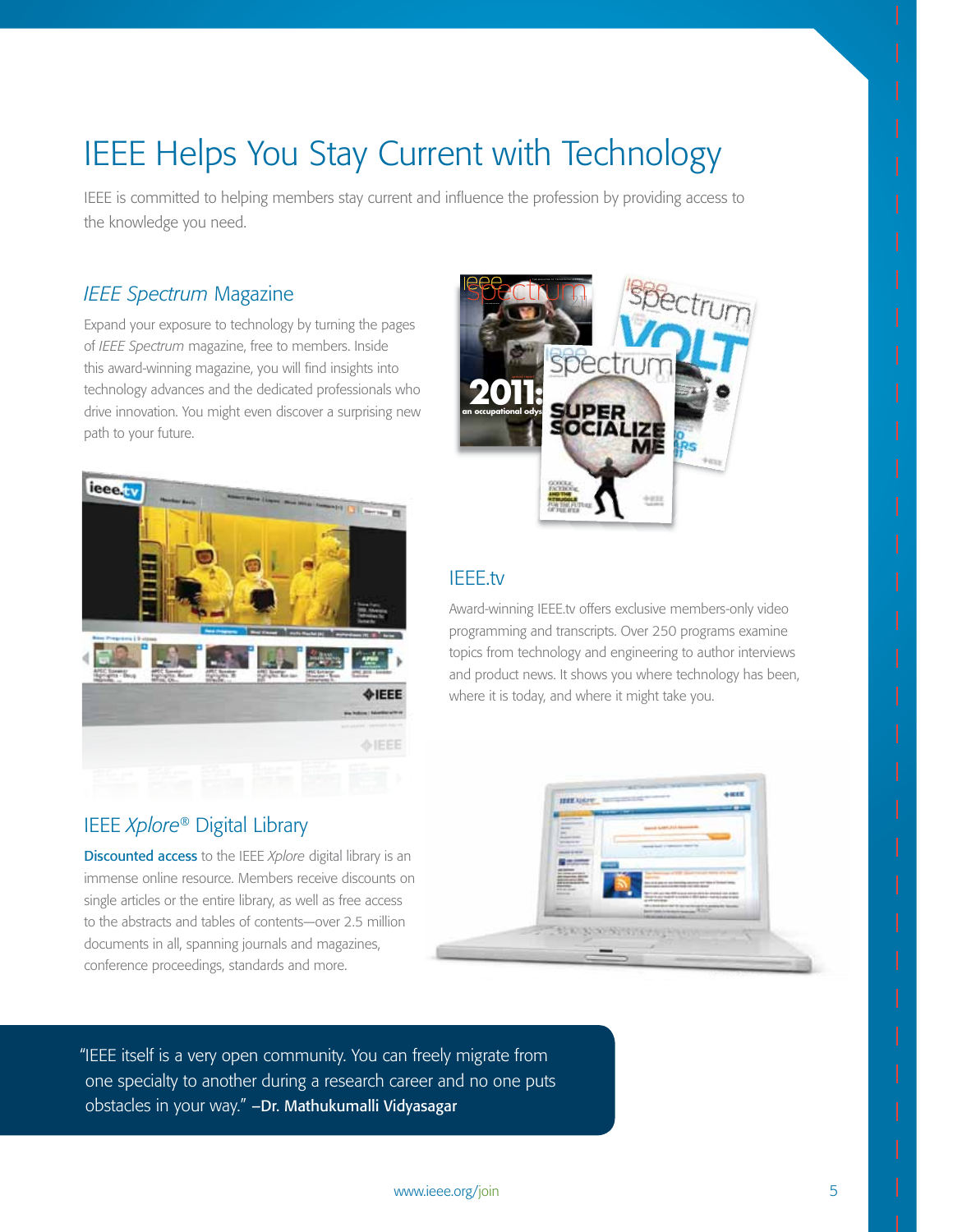# IEEE Helps You Stay Current with Technology

IEEE is committed to helping members stay current and influence the profession by providing access to the knowledge you need.

## *IEEE Spectrum* Magazine

Expand your exposure to technology by turning the pages of *IEEE Spectrum* magazine, free to members. Inside this award-winning magazine, you will find insights into technology advances and the dedicated professionals who drive innovation. You might even discover a surprising new path to your future.

## IEEE.tv

Award-winning IEEE.tv offers exclusive members-only video programming and transcripts. Over 250 programs examine topics from technology and engineering to author interviews and product news. It shows you where technology has been, where it is today, and where it might take you.

## IEEE *Xplore*® Digital Library

**Discounted access** to the IEEE *Xplore* digital library is an immense online resource. Members receive discounts on single articles or the entire library, as well as free access to the abstracts and tables of contents—over 2.5 million documents in all, spanning journals and magazines, conference proceedings, standards and more.

> "IEEE itself is a very open community. You can freely migrate from one specialty to another during a research career and no one puts obstacles in your way." **–Dr. Mathukumalli Vidyasagar**

www.ieee.org/join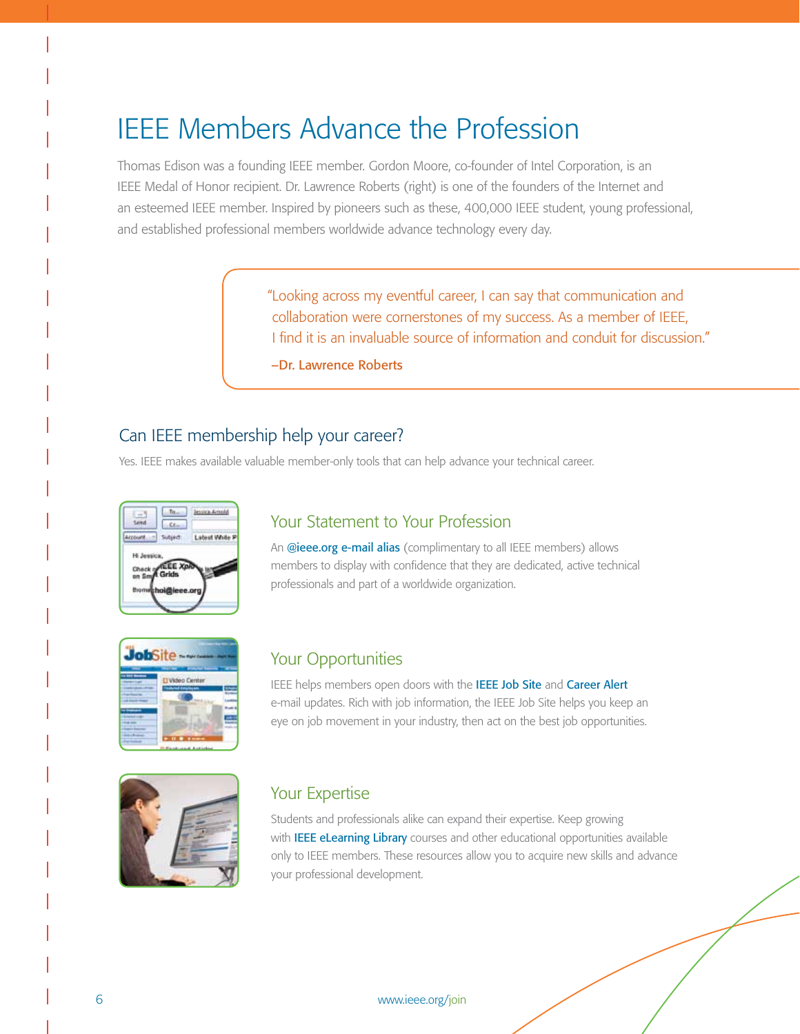# IEEE Members Advance the Profession

Thomas Edison was a founding IEEE member. Gordon Moore, co-founder of Intel Corporation, is an IEEE Medal of Honor recipient. Dr. Lawrence Roberts (right) is one of the founders of the Internet and an esteemed IEEE member. Inspired by pioneers such as these, 400,000 IEEE student, young professional, and established professional members worldwide advance technology every day.

> "Looking across my eventful career, I can say that communication and collaboration were cornerstones of my success. As a member of IEEE, I find it is an invaluable source of information and conduit for discussion."
>
> **–Dr. Lawrence Roberts**

## Can IEEE membership help your career?

Yes. IEEE makes available valuable member-only tools that can help advance your technical career.

### Your Statement to Your Profession

An **@ieee.org e-mail alias** (complimentary to all IEEE members) allows members to display with confidence that they are dedicated, active technical professionals and part of a worldwide organization.

### Your Opportunities

IEEE helps members open doors with the **IEEE Job Site** and **Career Alert** e-mail updates. Rich with job information, the IEEE Job Site helps you keep an eye on job movement in your industry, then act on the best job opportunities.

### Your Expertise

Students and professionals alike can expand their expertise. Keep growing with **IEEE eLearning Library** courses and other educational opportunities available only to IEEE members. These resources allow you to acquire new skills and advance your professional development.

www.ieee.org/join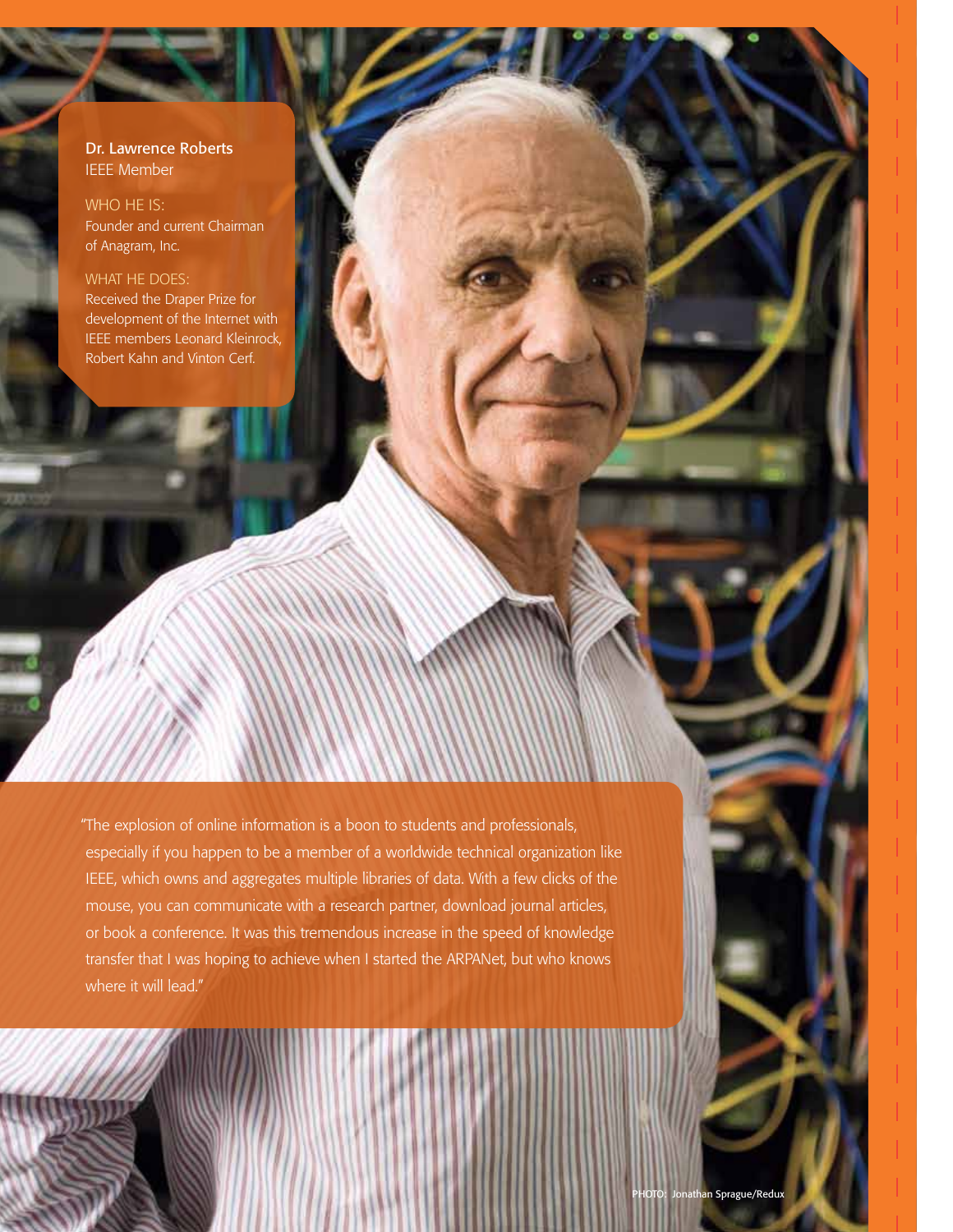**Dr. Lawrence Roberts**
IEEE Member

WHO HE IS:
Founder and current Chairman of Anagram, Inc.

WHAT HE DOES:
Received the Draper Prize for development of the Internet with IEEE members Leonard Kleinrock, Robert Kahn and Vinton Cerf.

"The explosion of online information is a boon to students and professionals, especially if you happen to be a member of a worldwide technical organization like IEEE, which owns and aggregates multiple libraries of data. With a few clicks of the mouse, you can communicate with a research partner, download journal articles, or book a conference. It was this tremendous increase in the speed of knowledge transfer that I was hoping to achieve when I started the ARPANet, but who knows where it will lead."

PHOTO: Jonathan Sprague/Redux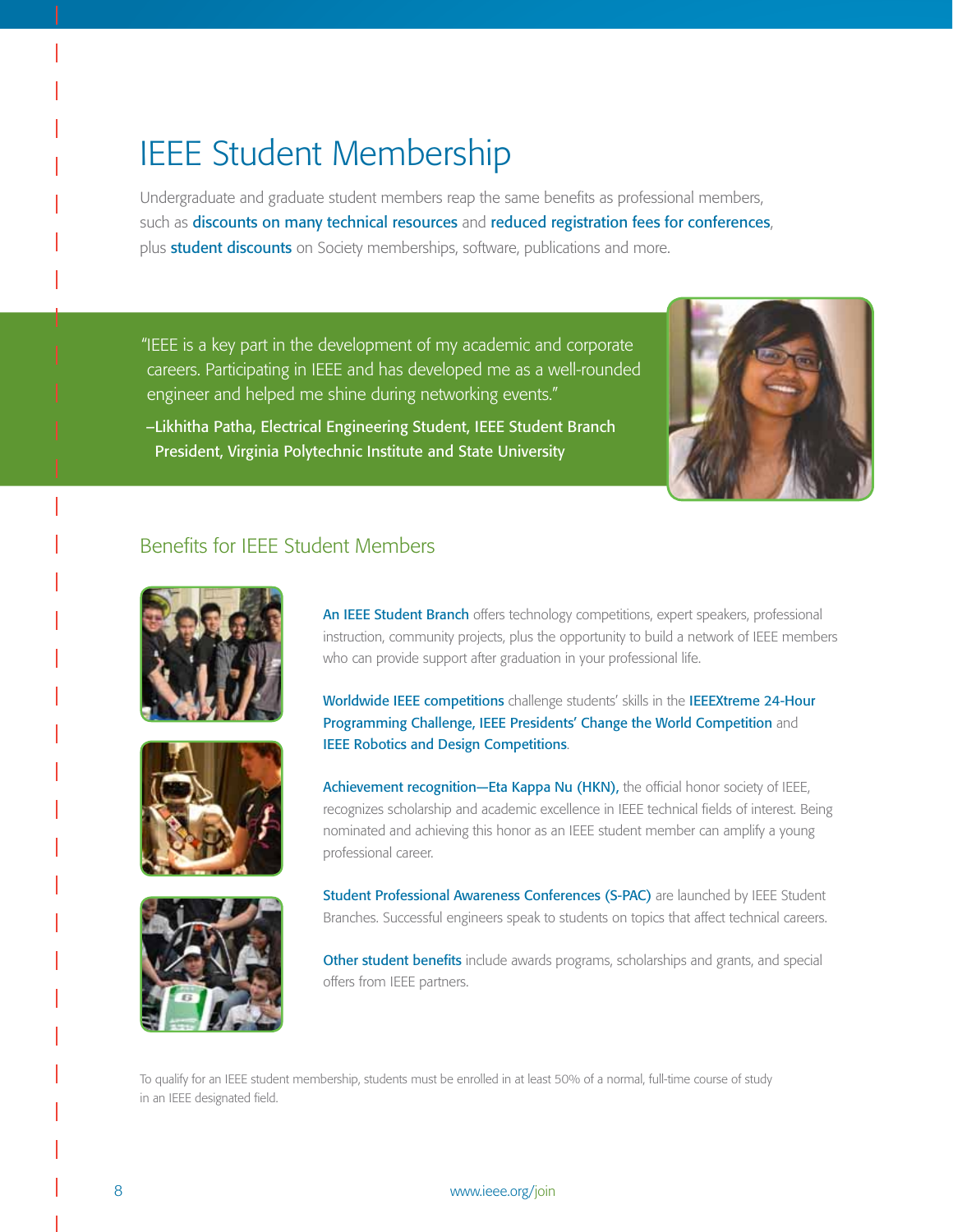# IEEE Student Membership

Undergraduate and graduate student members reap the same benefits as professional members, such as **discounts on many technical resources** and **reduced registration fees for conferences**, plus **student discounts** on Society memberships, software, publications and more.

> "IEEE is a key part in the development of my academic and corporate careers. Participating in IEEE and has developed me as a well-rounded engineer and helped me shine during networking events."
>
> –Likhitha Patha, Electrical Engineering Student, IEEE Student Branch President, Virginia Polytechnic Institute and State University

## Benefits for IEEE Student Members

**An IEEE Student Branch** offers technology competitions, expert speakers, professional instruction, community projects, plus the opportunity to build a network of IEEE members who can provide support after graduation in your professional life.

**Worldwide IEEE competitions** challenge students' skills in the **IEEEXtreme 24-Hour Programming Challenge, IEEE Presidents' Change the World Competition** and **IEEE Robotics and Design Competitions**.

**Achievement recognition—Eta Kappa Nu (HKN),** the official honor society of IEEE, recognizes scholarship and academic excellence in IEEE technical fields of interest. Being nominated and achieving this honor as an IEEE student member can amplify a young professional career.

**Student Professional Awareness Conferences (S-PAC)** are launched by IEEE Student Branches. Successful engineers speak to students on topics that affect technical careers.

**Other student benefits** include awards programs, scholarships and grants, and special offers from IEEE partners.

To qualify for an IEEE student membership, students must be enrolled in at least 50% of a normal, full-time course of study in an IEEE designated field.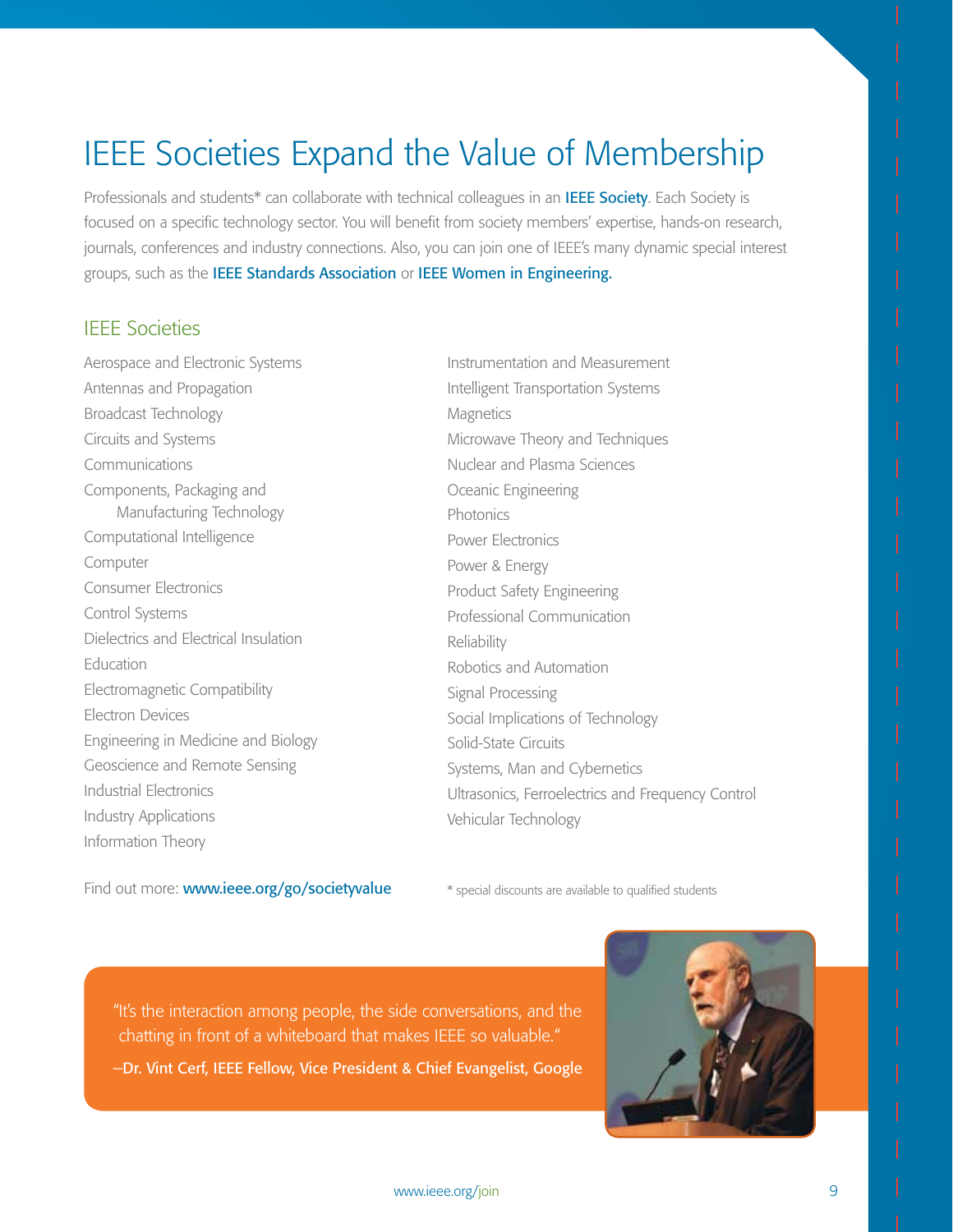# IEEE Societies Expand the Value of Membership

Professionals and students* can collaborate with technical colleagues in an **IEEE Society**. Each Society is focused on a specific technology sector. You will benefit from society members' expertise, hands-on research, journals, conferences and industry connections. Also, you can join one of IEEE's many dynamic special interest groups, such as the **IEEE Standards Association** or **IEEE Women in Engineering.**

## IEEE Societies

- Aerospace and Electronic Systems
- Antennas and Propagation
- Broadcast Technology
- Circuits and Systems
- Communications
- Components, Packaging and Manufacturing Technology
- Computational Intelligence
- Computer
- Consumer Electronics
- Control Systems
- Dielectrics and Electrical Insulation
- Education
- Electromagnetic Compatibility
- Electron Devices
- Engineering in Medicine and Biology
- Geoscience and Remote Sensing
- Industrial Electronics
- Industry Applications
- Information Theory
- Instrumentation and Measurement
- Intelligent Transportation Systems
- Magnetics
- Microwave Theory and Techniques
- Nuclear and Plasma Sciences
- Oceanic Engineering
- Photonics
- Power Electronics
- Power & Energy
- Product Safety Engineering
- Professional Communication
- Reliability
- Robotics and Automation
- Signal Processing
- Social Implications of Technology
- Solid-State Circuits
- Systems, Man and Cybernetics
- Ultrasonics, Ferroelectrics and Frequency Control
- Vehicular Technology

Find out more: **www.ieee.org/go/societyvalue**

* special discounts are available to qualified students

"It's the interaction among people, the side conversations, and the chatting in front of a whiteboard that makes IEEE so valuable."

**–Dr. Vint Cerf, IEEE Fellow, Vice President & Chief Evangelist, Google**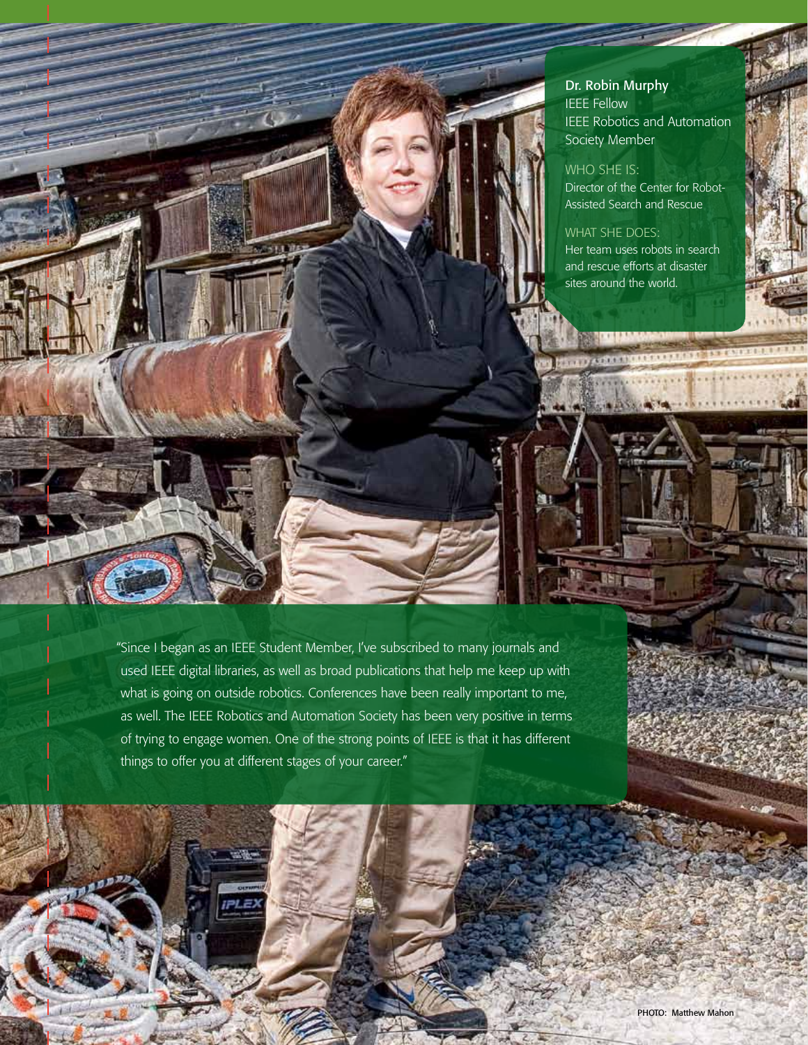**Dr. Robin Murphy**
IEEE Fellow
IEEE Robotics and Automation Society Member

WHO SHE IS:
Director of the Center for Robot-Assisted Search and Rescue

WHAT SHE DOES:
Her team uses robots in search and rescue efforts at disaster sites around the world.

"Since I began as an IEEE Student Member, I've subscribed to many journals and used IEEE digital libraries, as well as broad publications that help me keep up with what is going on outside robotics. Conferences have been really important to me, as well. The IEEE Robotics and Automation Society has been very positive in terms of trying to engage women. One of the strong points of IEEE is that it has different things to offer you at different stages of your career."

PHOTO: Matthew Mahon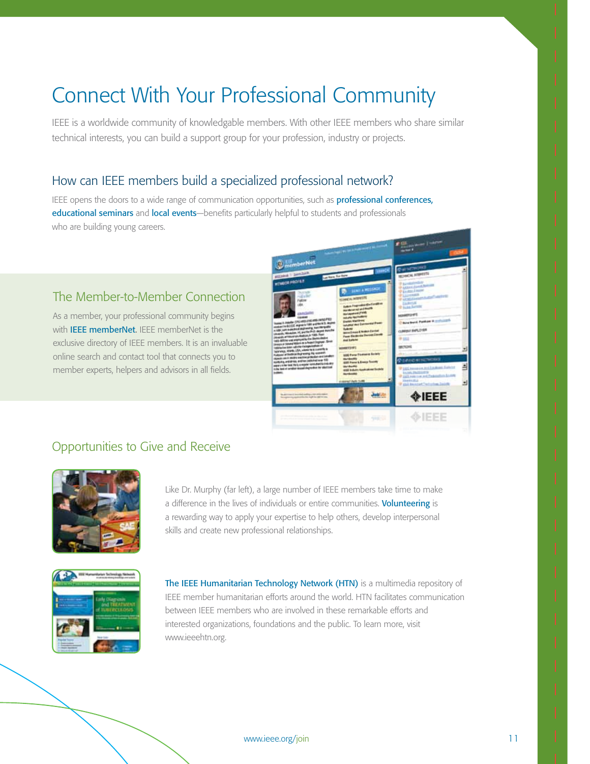# Connect With Your Professional Community

IEEE is a worldwide community of knowledgable members. With other IEEE members who share similar technical interests, you can build a support group for your profession, industry or projects.

## How can IEEE members build a specialized professional network?

IEEE opens the doors to a wide range of communication opportunities, such as professional conferences, educational seminars and local events—benefits particularly helpful to students and professionals who are building young careers.

### The Member-to-Member Connection

As a member, your professional community begins with IEEE memberNet. IEEE memberNet is the exclusive directory of IEEE members. It is an invaluable online search and contact tool that connects you to member experts, helpers and advisors in all fields.

### Opportunities to Give and Receive

Like Dr. Murphy (far left), a large number of IEEE members take time to make a difference in the lives of individuals or entire communities. Volunteering is a rewarding way to apply your expertise to help others, develop interpersonal skills and create new professional relationships.

The IEEE Humanitarian Technology Network (HTN) is a multimedia repository of IEEE member humanitarian efforts around the world. HTN facilitates communication between IEEE members who are involved in these remarkable efforts and interested organizations, foundations and the public. To learn more, visit www.ieeehtn.org.

www.ieee.org/join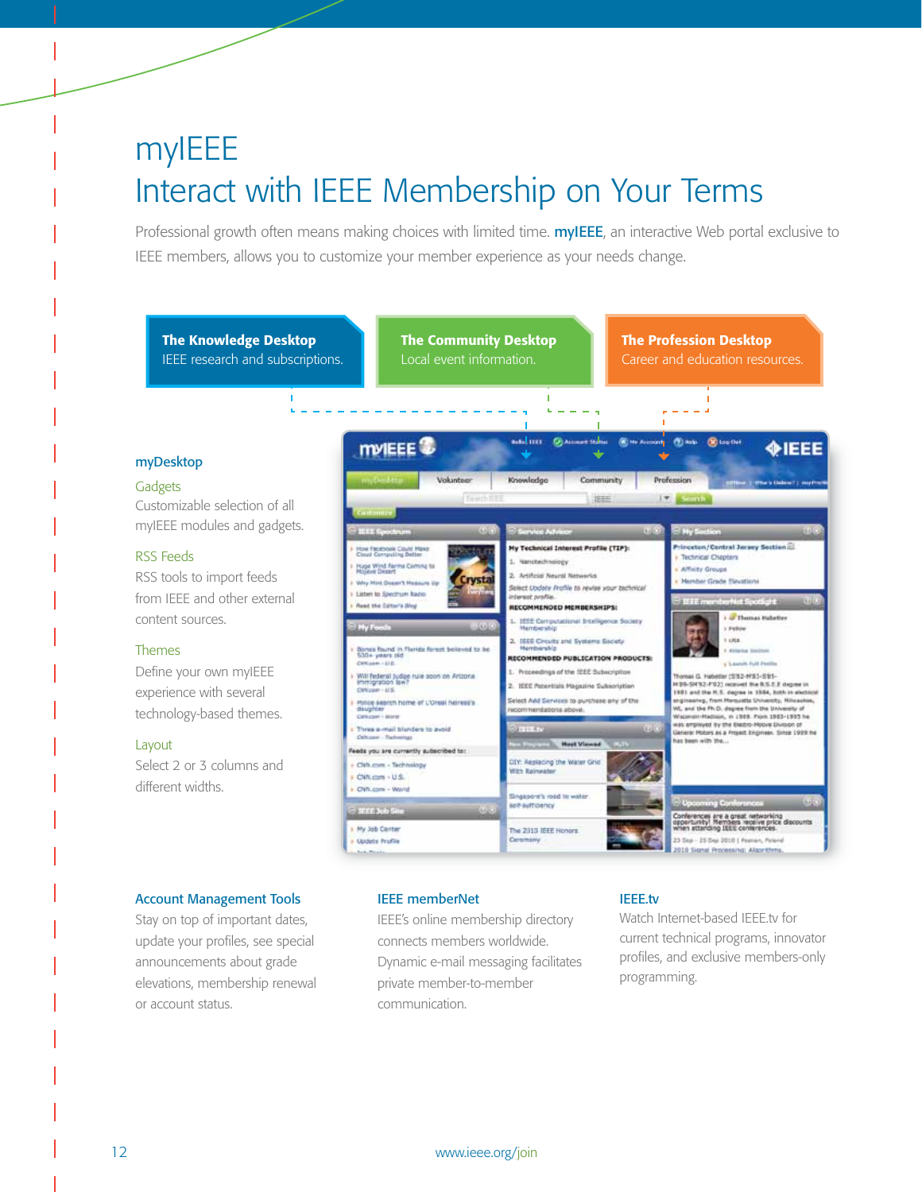# myIEEE

## Interact with IEEE Membership on Your Terms

Professional growth often means making choices with limited time. **myIEEE**, an interactive Web portal exclusive to IEEE members, allows you to customize your member experience as your needs change.

**The Knowledge Desktop**
IEEE research and subscriptions.

**The Community Desktop**
Local event information.

**The Profession Desktop**
Career and education resources.

### myDesktop

**Gadgets**
Customizable selection of all myIEEE modules and gadgets.

**RSS Feeds**
RSS tools to import feeds from IEEE and other external content sources.

**Themes**
Define your own myIEEE experience with several technology-based themes.

**Layout**
Select 2 or 3 columns and different widths.

### Account Management Tools

Stay on top of important dates, update your profiles, see special announcements about grade elevations, membership renewal or account status.

### IEEE memberNet

IEEE's online membership directory connects members worldwide. Dynamic e-mail messaging facilitates private member-to-member communication.

### IEEE.tv

Watch Internet-based IEEE.tv for current technical programs, innovator profiles, and exclusive members-only programming.

www.ieee.org/join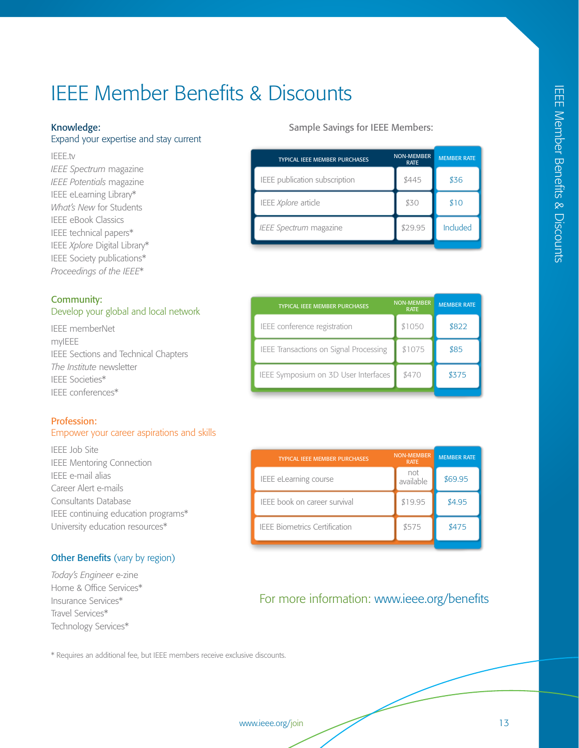# IEEE Member Benefits & Discounts

## Knowledge:
Expand your expertise and stay current

IEEE.tv
*IEEE Spectrum* magazine
*IEEE Potentials* magazine
IEEE eLearning Library*
*What's New* for Students
IEEE eBook Classics
IEEE technical papers*
IEEE *Xplore* Digital Library*
IEEE Society publications*
*Proceedings of the IEEE**

## Community:
Develop your global and local network

IEEE memberNet
myIEEE
IEEE Sections and Technical Chapters
*The Institute* newsletter
IEEE Societies*
IEEE conferences*

## Profession:
Empower your career aspirations and skills

IEEE Job Site
IEEE Mentoring Connection
IEEE e-mail alias
Career Alert e-mails
Consultants Database
IEEE continuing education programs*
University education resources*

## Other Benefits (vary by region)

*Today's Engineer* e-zine
Home & Office Services*
Insurance Services*
Travel Services*
Technology Services*

\* Requires an additional fee, but IEEE members receive exclusive discounts.

### Sample Savings for IEEE Members:

| TYPICAL IEEE MEMBER PURCHASES | NON-MEMBER RATE | MEMBER RATE |
| --- | --- | --- |
| IEEE publication subscription | $445 | $36 |
| IEEE *Xplore* article | $30 | $10 |
| *IEEE Spectrum* magazine | $29.95 | Included |

| TYPICAL IEEE MEMBER PURCHASES | NON-MEMBER RATE | MEMBER RATE |
| --- | --- | --- |
| IEEE conference registration | $1050 | $822 |
| IEEE Transactions on Signal Processing | $1075 | $85 |
| IEEE Symposium on 3D User Interfaces | $470 | $375 |

| TYPICAL IEEE MEMBER PURCHASES | NON-MEMBER RATE | MEMBER RATE |
| --- | --- | --- |
| IEEE eLearning course | not available | $69.95 |
| IEEE book on career survival | $19.95 | $4.95 |
| IEEE Biometrics Certification | $575 | $475 |

For more information: www.ieee.org/benefits

www.ieee.org/join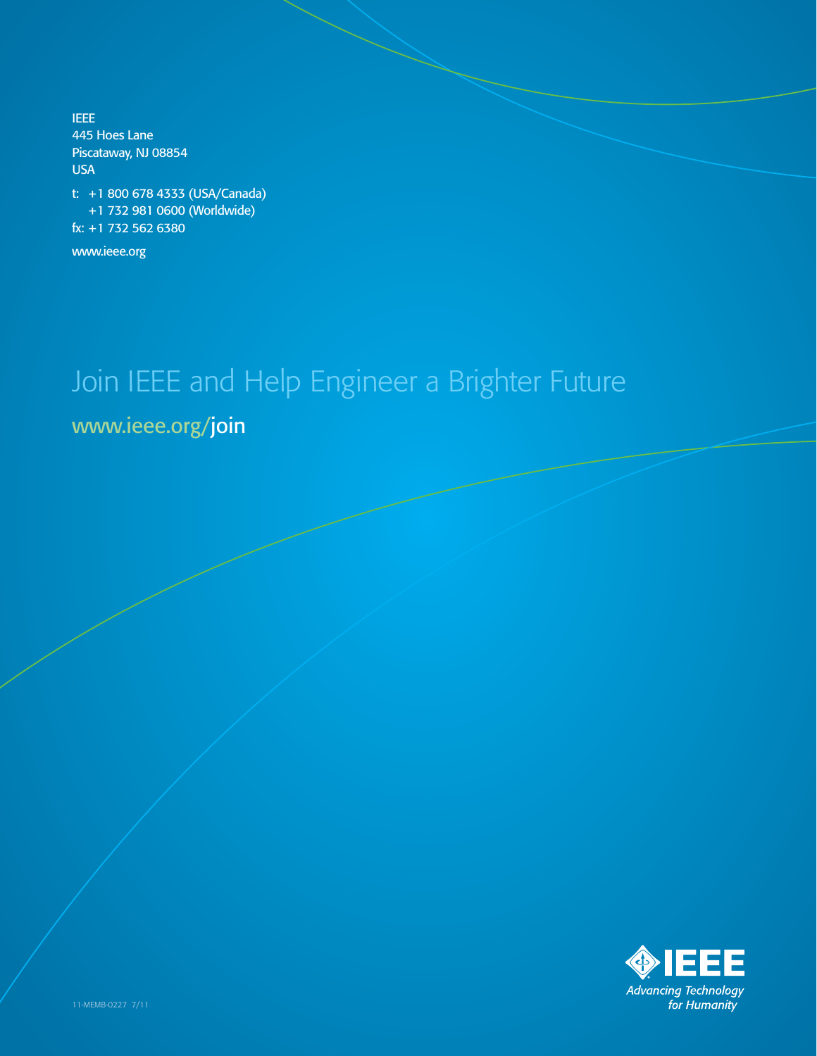IEEE
445 Hoes Lane
Piscataway, NJ 08854
USA

t: +1 800 678 4333 (USA/Canada)
+1 732 981 0600 (Worldwide)
fx: +1 732 562 6380

www.ieee.org

## Join IEEE and Help Engineer a Brighter Future

www.ieee.org/join

11-MEMB-0227 7/11

IEEE
*Advancing Technology for Humanity*